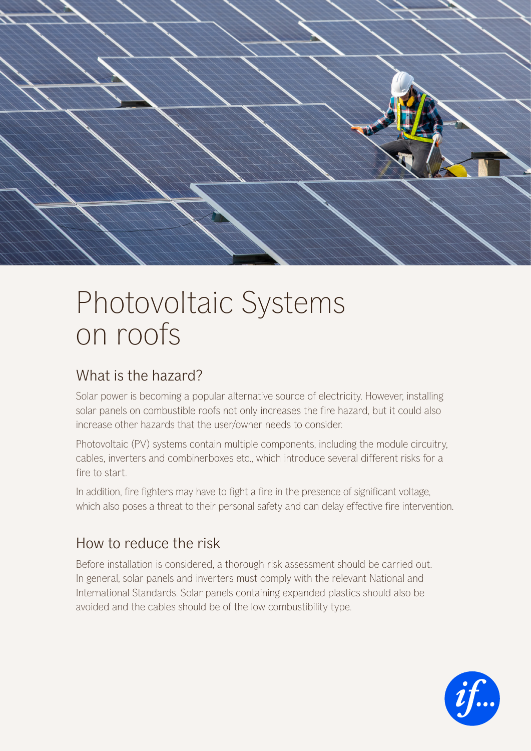# Photovoltaic Systems on roofs

## What is the hazard?

Solar power is becoming a popular alternative source of electricity. However, installing solar panels on combustible roofs not only increases the fire hazard, but it could also increase other hazards that the user/owner needs to consider.

Photovoltaic (PV) systems contain multiple components, including the module circuitry, cables, inverters and combinerboxes etc., which introduce several different risks for a fire to start.

In addition, fire fighters may have to fight a fire in the presence of significant voltage, which also poses a threat to their personal safety and can delay effective fire intervention.

## How to reduce the risk

Before installation is considered, a thorough risk assessment should be carried out. In general, solar panels and inverters must comply with the relevant National and International Standards. Solar panels containing expanded plastics should also be avoided and the cables should be of the low combustibility type.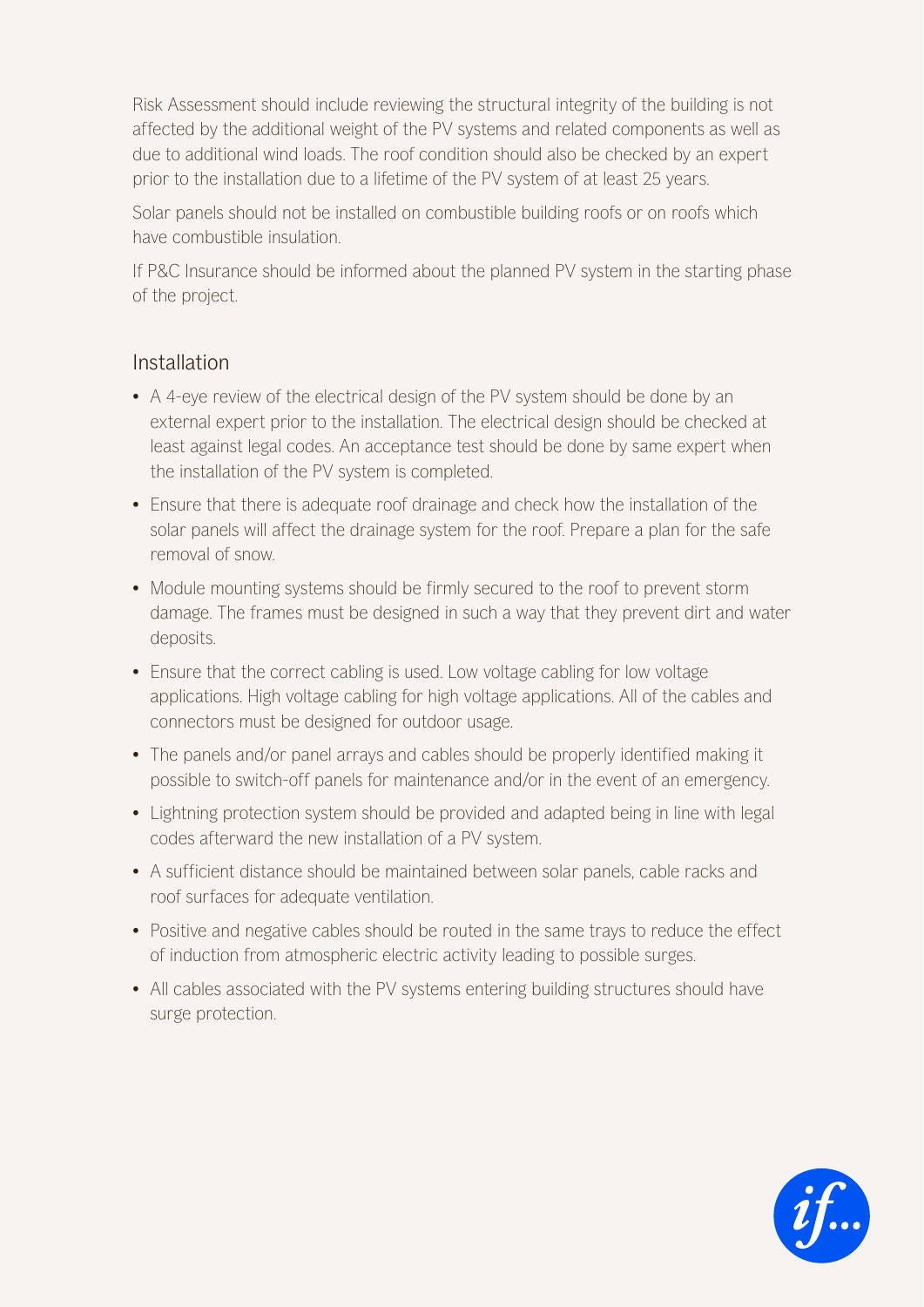Risk Assessment should include reviewing the structural integrity of the building is not affected by the additional weight of the PV systems and related components as well as due to additional wind loads. The roof condition should also be checked by an expert prior to the installation due to a lifetime of the PV system of at least 25 years.

Solar panels should not be installed on combustible building roofs or on roofs which have combustible insulation.

If P&C Insurance should be informed about the planned PV system in the starting phase of the project.

## Installation

- A 4-eye review of the electrical design of the PV system should be done by an external expert prior to the installation. The electrical design should be checked at least against legal codes. An acceptance test should be done by same expert when the installation of the PV system is completed.
- Ensure that there is adequate roof drainage and check how the installation of the solar panels will affect the drainage system for the roof. Prepare a plan for the safe removal of snow.
- Module mounting systems should be firmly secured to the roof to prevent storm damage. The frames must be designed in such a way that they prevent dirt and water deposits.
- Ensure that the correct cabling is used. Low voltage cabling for low voltage applications. High voltage cabling for high voltage applications. All of the cables and connectors must be designed for outdoor usage.
- The panels and/or panel arrays and cables should be properly identified making it possible to switch-off panels for maintenance and/or in the event of an emergency.
- Lightning protection system should be provided and adapted being in line with legal codes afterward the new installation of a PV system.
- A sufficient distance should be maintained between solar panels, cable racks and roof surfaces for adequate ventilation.
- Positive and negative cables should be routed in the same trays to reduce the effect of induction from atmospheric electric activity leading to possible surges.
- All cables associated with the PV systems entering building structures should have surge protection.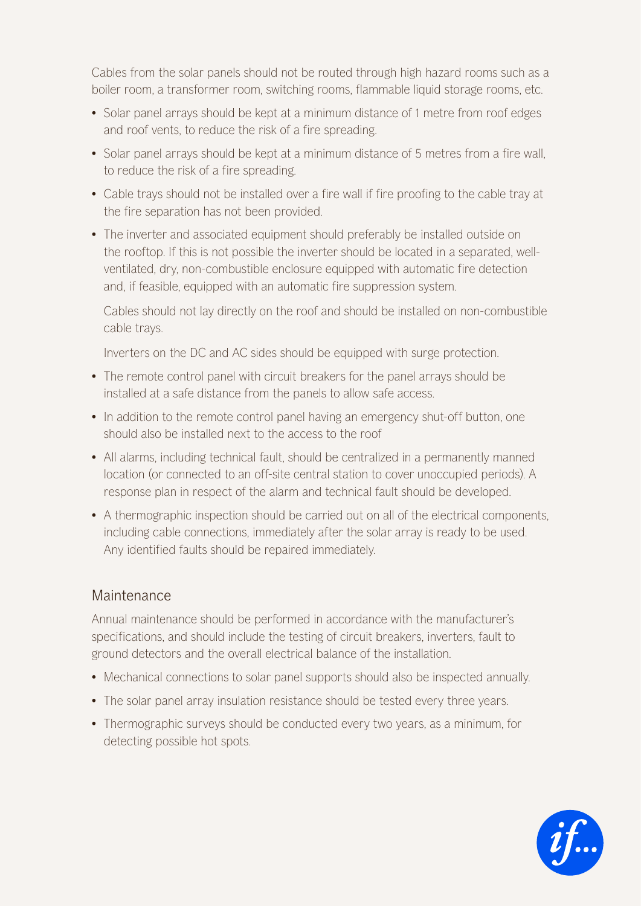Cables from the solar panels should not be routed through high hazard rooms such as a boiler room, a transformer room, switching rooms, flammable liquid storage rooms, etc.

- Solar panel arrays should be kept at a minimum distance of 1 metre from roof edges and roof vents, to reduce the risk of a fire spreading.
- Solar panel arrays should be kept at a minimum distance of 5 metres from a fire wall, to reduce the risk of a fire spreading.
- Cable trays should not be installed over a fire wall if fire proofing to the cable tray at the fire separation has not been provided.
- The inverter and associated equipment should preferably be installed outside on the rooftop. If this is not possible the inverter should be located in a separated, well-ventilated, dry, non-combustible enclosure equipped with automatic fire detection and, if feasible, equipped with an automatic fire suppression system.

  Cables should not lay directly on the roof and should be installed on non-combustible cable trays.

  Inverters on the DC and AC sides should be equipped with surge protection.
- The remote control panel with circuit breakers for the panel arrays should be installed at a safe distance from the panels to allow safe access.
- In addition to the remote control panel having an emergency shut-off button, one should also be installed next to the access to the roof
- All alarms, including technical fault, should be centralized in a permanently manned location (or connected to an off-site central station to cover unoccupied periods). A response plan in respect of the alarm and technical fault should be developed.
- A thermographic inspection should be carried out on all of the electrical components, including cable connections, immediately after the solar array is ready to be used. Any identified faults should be repaired immediately.

## Maintenance

Annual maintenance should be performed in accordance with the manufacturer's specifications, and should include the testing of circuit breakers, inverters, fault to ground detectors and the overall electrical balance of the installation.

- Mechanical connections to solar panel supports should also be inspected annually.
- The solar panel array insulation resistance should be tested every three years.
- Thermographic surveys should be conducted every two years, as a minimum, for detecting possible hot spots.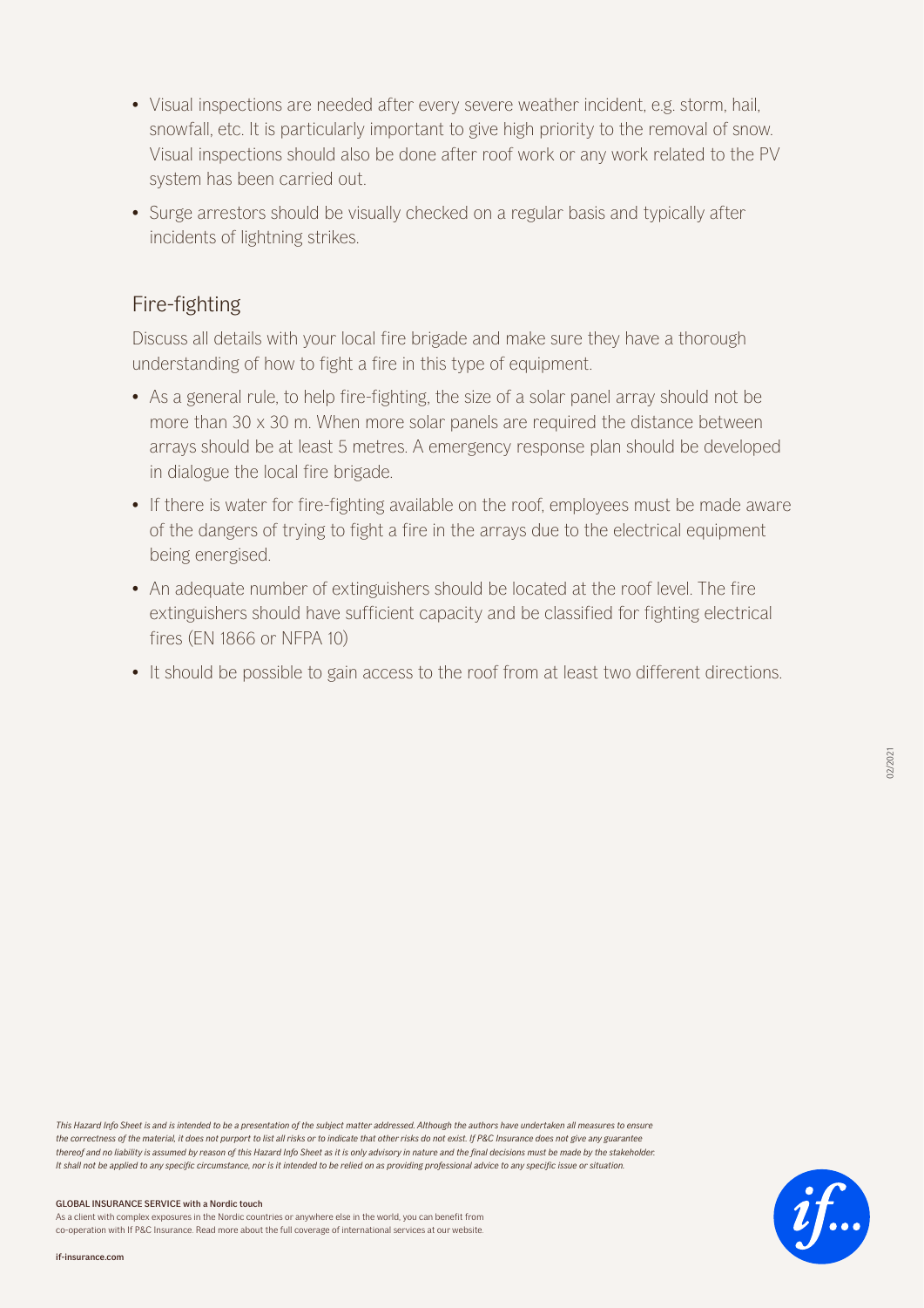- Visual inspections are needed after every severe weather incident, e.g. storm, hail, snowfall, etc. It is particularly important to give high priority to the removal of snow. Visual inspections should also be done after roof work or any work related to the PV system has been carried out.
- Surge arrestors should be visually checked on a regular basis and typically after incidents of lightning strikes.

## Fire-fighting

Discuss all details with your local fire brigade and make sure they have a thorough understanding of how to fight a fire in this type of equipment.

- As a general rule, to help fire-fighting, the size of a solar panel array should not be more than 30 x 30 m. When more solar panels are required the distance between arrays should be at least 5 metres. A emergency response plan should be developed in dialogue the local fire brigade.
- If there is water for fire-fighting available on the roof, employees must be made aware of the dangers of trying to fight a fire in the arrays due to the electrical equipment being energised.
- An adequate number of extinguishers should be located at the roof level. The fire extinguishers should have sufficient capacity and be classified for fighting electrical fires (EN 1866 or NFPA 10)
- It should be possible to gain access to the roof from at least two different directions.

02/2021

*This Hazard Info Sheet is and is intended to be a presentation of the subject matter addressed. Although the authors have undertaken all measures to ensure the correctness of the material, it does not purport to list all risks or to indicate that other risks do not exist. If P&C Insurance does not give any guarantee thereof and no liability is assumed by reason of this Hazard Info Sheet as it is only advisory in nature and the final decisions must be made by the stakeholder. It shall not be applied to any specific circumstance, nor is it intended to be relied on as providing professional advice to any specific issue or situation.*

**GLOBAL INSURANCE SERVICE with a Nordic touch**

As a client with complex exposures in the Nordic countries or anywhere else in the world, you can benefit from co-operation with If P&C Insurance. Read more about the full coverage of international services at our website.

**if-insurance.com**